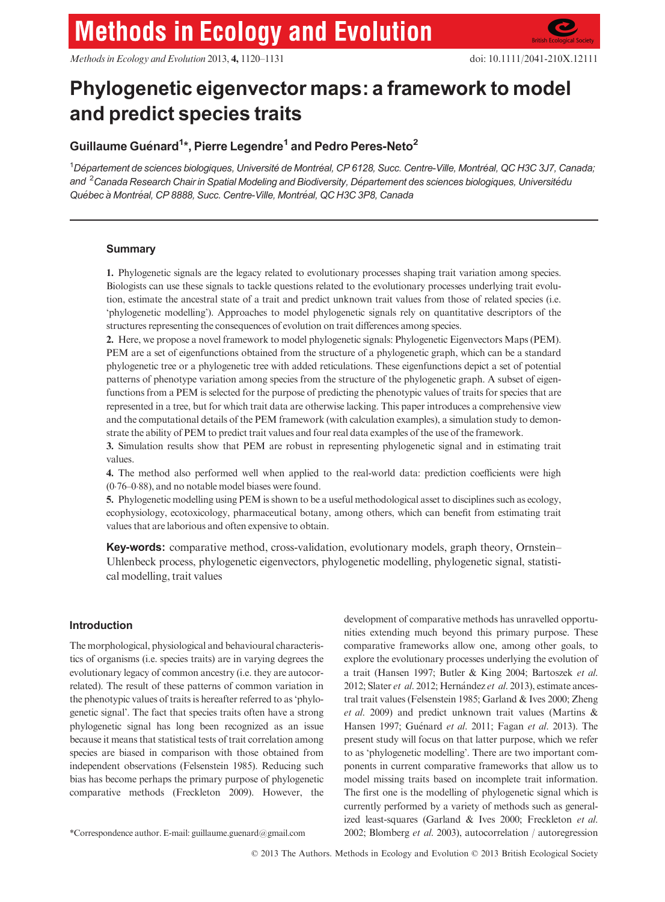# Phylogenetic eigenvector maps: a framework to model and predict species traits

**Guillaume Guénard[1]*, Pierre Legendre[1] and Pedro Peres-Neto[2]**

[1]*Département de sciences biologiques, Université de Montréal, CP 6128, Succ. Centre-Ville, Montréal, QC H3C 3J7, Canada; and* [2]*Canada Research Chair in Spatial Modeling and Biodiversity, Département des sciences biologiques, Universitédu Québec à Montréal, CP 8888, Succ. Centre-Ville, Montréal, QC H3C 3P8, Canada*

## Summary

**1.** Phylogenetic signals are the legacy related to evolutionary processes shaping trait variation among species. Biologists can use these signals to tackle questions related to the evolutionary processes underlying trait evolution, estimate the ancestral state of a trait and predict unknown trait values from those of related species (i.e. 'phylogenetic modelling'). Approaches to model phylogenetic signals rely on quantitative descriptors of the structures representing the consequences of evolution on trait differences among species.

**2.** Here, we propose a novel framework to model phylogenetic signals: Phylogenetic Eigenvectors Maps (PEM). PEM are a set of eigenfunctions obtained from the structure of a phylogenetic graph, which can be a standard phylogenetic tree or a phylogenetic tree with added reticulations. These eigenfunctions depict a set of potential patterns of phenotype variation among species from the structure of the phylogenetic graph. A subset of eigenfunctions from a PEM is selected for the purpose of predicting the phenotypic values of traits for species that are represented in a tree, but for which trait data are otherwise lacking. This paper introduces a comprehensive view and the computational details of the PEM framework (with calculation examples), a simulation study to demonstrate the ability of PEM to predict trait values and four real data examples of the use of the framework.

**3.** Simulation results show that PEM are robust in representing phylogenetic signal and in estimating trait values.

**4.** The method also performed well when applied to the real-world data: prediction coefficients were high (0·76–0·88), and no notable model biases were found.

**5.** Phylogenetic modelling using PEM is shown to be a useful methodological asset to disciplines such as ecology, ecophysiology, ecotoxicology, pharmaceutical botany, among others, which can benefit from estimating trait values that are laborious and often expensive to obtain.

**Key-words:** comparative method, cross-validation, evolutionary models, graph theory, Ornstein–Uhlenbeck process, phylogenetic eigenvectors, phylogenetic modelling, phylogenetic signal, statistical modelling, trait values

## Introduction

The morphological, physiological and behavioural characteristics of organisms (i.e. species traits) are in varying degrees the evolutionary legacy of common ancestry (i.e. they are autocorrelated). The result of these patterns of common variation in the phenotypic values of traits is hereafter referred to as 'phylogenetic signal'. The fact that species traits often have a strong phylogenetic signal has long been recognized as an issue because it means that statistical tests of trait correlation among species are biased in comparison with those obtained from independent observations (Felsenstein 1985). Reducing such bias has become perhaps the primary purpose of phylogenetic comparative methods (Freckleton 2009). However, the development of comparative methods has unravelled opportunities extending much beyond this primary purpose. These comparative frameworks allow one, among other goals, to explore the evolutionary processes underlying the evolution of a trait (Hansen 1997; Butler & King 2004; Bartoszek *et al.* 2012; Slater *et al.* 2012; Hernández *et al.* 2013), estimate ancestral trait values (Felsenstein 1985; Garland & Ives 2000; Zheng *et al.* 2009) and predict unknown trait values (Martins & Hansen 1997; Guénard *et al.* 2011; Fagan *et al.* 2013). The present study will focus on that latter purpose, which we refer to as 'phylogenetic modelling'. There are two important components in current comparative frameworks that allow us to model missing traits based on incomplete trait information. The first one is the modelling of phylogenetic signal which is currently performed by a variety of methods such as generalized least-squares (Garland & Ives 2000; Freckleton *et al.* 2002; Blomberg *et al.* 2003), autocorrelation / autoregression

*Correspondence author. E-mail: guillaume.guenard@gmail.com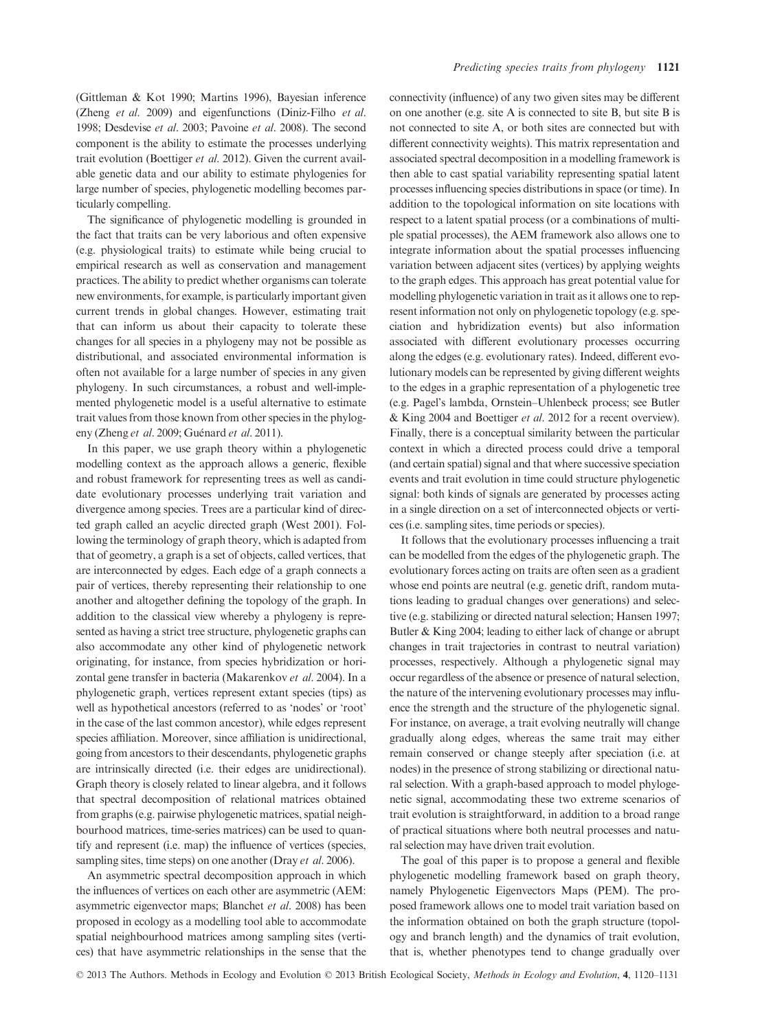(Gittleman & Kot 1990; Martins 1996), Bayesian inference (Zheng *et al.* 2009) and eigenfunctions (Diniz-Filho *et al.* 1998; Desdevise *et al.* 2003; Pavoine *et al.* 2008). The second component is the ability to estimate the processes underlying trait evolution (Boettiger *et al.* 2012). Given the current available genetic data and our ability to estimate phylogenies for large number of species, phylogenetic modelling becomes particularly compelling.

The significance of phylogenetic modelling is grounded in the fact that traits can be very laborious and often expensive (e.g. physiological traits) to estimate while being crucial to empirical research as well as conservation and management practices. The ability to predict whether organisms can tolerate new environments, for example, is particularly important given current trends in global changes. However, estimating trait that can inform us about their capacity to tolerate these changes for all species in a phylogeny may not be possible as distributional, and associated environmental information is often not available for a large number of species in any given phylogeny. In such circumstances, a robust and well-implemented phylogenetic model is a useful alternative to estimate trait values from those known from other species in the phylogeny (Zheng *et al.* 2009; Guénard *et al.* 2011).

In this paper, we use graph theory within a phylogenetic modelling context as the approach allows a generic, flexible and robust framework for representing trees as well as candidate evolutionary processes underlying trait variation and divergence among species. Trees are a particular kind of directed graph called an acyclic directed graph (West 2001). Following the terminology of graph theory, which is adapted from that of geometry, a graph is a set of objects, called vertices, that are interconnected by edges. Each edge of a graph connects a pair of vertices, thereby representing their relationship to one another and altogether defining the topology of the graph. In addition to the classical view whereby a phylogeny is represented as having a strict tree structure, phylogenetic graphs can also accommodate any other kind of phylogenetic network originating, for instance, from species hybridization or horizontal gene transfer in bacteria (Makarenkov *et al.* 2004). In a phylogenetic graph, vertices represent extant species (tips) as well as hypothetical ancestors (referred to as 'nodes' or 'root' in the case of the last common ancestor), while edges represent species affiliation. Moreover, since affiliation is unidirectional, going from ancestors to their descendants, phylogenetic graphs are intrinsically directed (i.e. their edges are unidirectional). Graph theory is closely related to linear algebra, and it follows that spectral decomposition of relational matrices obtained from graphs (e.g. pairwise phylogenetic matrices, spatial neighbourhood matrices, time-series matrices) can be used to quantify and represent (i.e. map) the influence of vertices (species, sampling sites, time steps) on one another (Dray *et al.* 2006).

An asymmetric spectral decomposition approach in which the influences of vertices on each other are asymmetric (AEM: asymmetric eigenvector maps; Blanchet *et al.* 2008) has been proposed in ecology as a modelling tool able to accommodate spatial neighbourhood matrices among sampling sites (vertices) that have asymmetric relationships in the sense that the connectivity (influence) of any two given sites may be different on one another (e.g. site A is connected to site B, but site B is not connected to site A, or both sites are connected but with different connectivity weights). This matrix representation and associated spectral decomposition in a modelling framework is then able to cast spatial variability representing spatial latent processes influencing species distributions in space (or time). In addition to the topological information on site locations with respect to a latent spatial process (or a combinations of multiple spatial processes), the AEM framework also allows one to integrate information about the spatial processes influencing variation between adjacent sites (vertices) by applying weights to the graph edges. This approach has great potential value for modelling phylogenetic variation in trait as it allows one to represent information not only on phylogenetic topology (e.g. speciation and hybridization events) but also information associated with different evolutionary processes occurring along the edges (e.g. evolutionary rates). Indeed, different evolutionary models can be represented by giving different weights to the edges in a graphic representation of a phylogenetic tree (e.g. Pagel's lambda, Ornstein–Uhlenbeck process; see Butler & King 2004 and Boettiger *et al.* 2012 for a recent overview). Finally, there is a conceptual similarity between the particular context in which a directed process could drive a temporal (and certain spatial) signal and that where successive speciation events and trait evolution in time could structure phylogenetic signal: both kinds of signals are generated by processes acting in a single direction on a set of interconnected objects or vertices (i.e. sampling sites, time periods or species).

It follows that the evolutionary processes influencing a trait can be modelled from the edges of the phylogenetic graph. The evolutionary forces acting on traits are often seen as a gradient whose end points are neutral (e.g. genetic drift, random mutations leading to gradual changes over generations) and selective (e.g. stabilizing or directed natural selection; Hansen 1997; Butler & King 2004; leading to either lack of change or abrupt changes in trait trajectories in contrast to neutral variation) processes, respectively. Although a phylogenetic signal may occur regardless of the absence or presence of natural selection, the nature of the intervening evolutionary processes may influence the strength and the structure of the phylogenetic signal. For instance, on average, a trait evolving neutrally will change gradually along edges, whereas the same trait may either remain conserved or change steeply after speciation (i.e. at nodes) in the presence of strong stabilizing or directional natural selection. With a graph-based approach to model phylogenetic signal, accommodating these two extreme scenarios of trait evolution is straightforward, in addition to a broad range of practical situations where both neutral processes and natural selection may have driven trait evolution.

The goal of this paper is to propose a general and flexible phylogenetic modelling framework based on graph theory, namely Phylogenetic Eigenvectors Maps (PEM). The proposed framework allows one to model trait variation based on the information obtained on both the graph structure (topology and branch length) and the dynamics of trait evolution, that is, whether phenotypes tend to change gradually over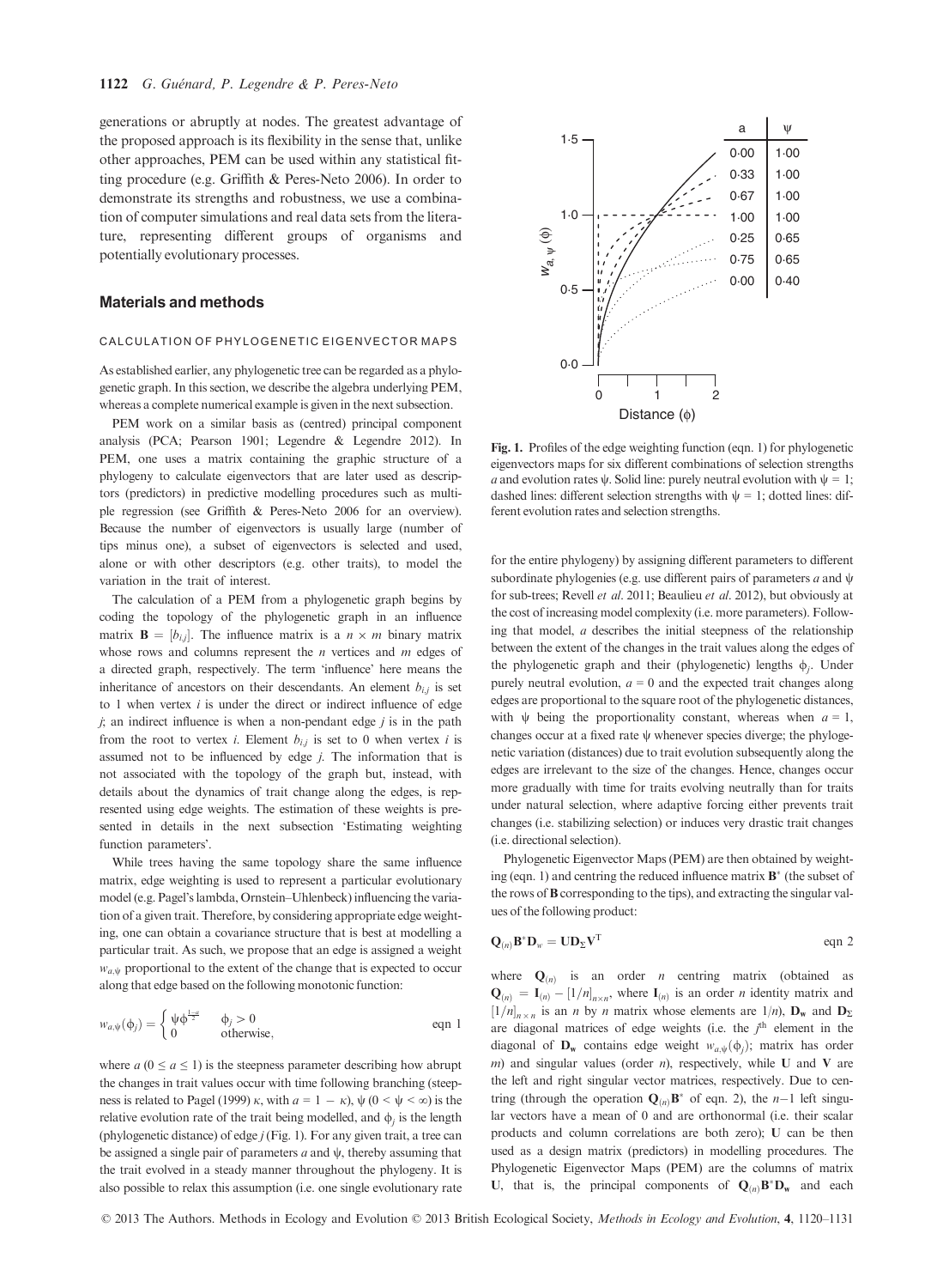generations or abruptly at nodes. The greatest advantage of the proposed approach is its flexibility in the sense that, unlike other approaches, PEM can be used within any statistical fitting procedure (e.g. Griffith & Peres-Neto 2006). In order to demonstrate its strengths and robustness, we use a combination of computer simulations and real data sets from the literature, representing different groups of organisms and potentially evolutionary processes.

## Materials and methods

### CALCULATION OF PHYLOGENETIC EIGENVECTOR MAPS

As established earlier, any phylogenetic tree can be regarded as a phylogenetic graph. In this section, we describe the algebra underlying PEM, whereas a complete numerical example is given in the next subsection.

PEM work on a similar basis as (centred) principal component analysis (PCA; Pearson 1901; Legendre & Legendre 2012). In PEM, one uses a matrix containing the graphic structure of a phylogeny to calculate eigenvectors that are later used as descriptors (predictors) in predictive modelling procedures such as multiple regression (see Griffith & Peres-Neto 2006 for an overview). Because the number of eigenvectors is usually large (number of tips minus one), a subset of eigenvectors is selected and used, alone or with other descriptors (e.g. other traits), to model the variation in the trait of interest.

The calculation of a PEM from a phylogenetic graph begins by coding the topology of the phylogenetic graph in an influence matrix $\mathbf{B} = [b_{i,j}]$. The influence matrix is a $n \times m$ binary matrix whose rows and columns represent the $n$ vertices and $m$ edges of a directed graph, respectively. The term 'influence' here means the inheritance of ancestors on their descendants. An element $b_{i,j}$ is set to 1 when vertex $i$ is under the direct or indirect influence of edge $j$; an indirect influence is when a non-pendant edge $j$ is in the path from the root to vertex $i$. Element $b_{i,j}$ is set to 0 when vertex $i$ is assumed not to be influenced by edge $j$. The information that is not associated with the topology of the graph but, instead, with details about the dynamics of trait change along the edges, is represented using edge weights. The estimation of these weights is presented in details in the next subsection 'Estimating weighting function parameters'.

While trees having the same topology share the same influence matrix, edge weighting is used to represent a particular evolutionary model (e.g. Pagel's lambda, Ornstein–Uhlenbeck) influencing the variation of a given trait. Therefore, by considering appropriate edge weighting, one can obtain a covariance structure that is best at modelling a particular trait. As such, we propose that an edge is assigned a weight $w_{a,\psi}$ proportional to the extent of the change that is expected to occur along that edge based on the following monotonic function:

$$w_{a,\psi}(\phi_j) = \begin{cases} \psi\phi^{\frac{1-a}{2}} & \phi_j > 0 \\ 0 & \text{otherwise,} \end{cases} \qquad \text{eqn 1}$$

where $a$ ($0 \leq a \leq 1$) is the steepness parameter describing how abrupt the changes in trait values occur with time following branching (steepness is related to Pagel (1999) $\kappa$, with $a = 1 - \kappa$), $\psi$ ($0 < \psi < \infty$) is the relative evolution rate of the trait being modelled, and $\phi_j$ is the length (phylogenetic distance) of edge $j$ (Fig. 1). For any given trait, a tree can be assigned a single pair of parameters $a$ and $\psi$, thereby assuming that the trait evolved in a steady manner throughout the phylogeny. It is also possible to relax this assumption (i.e. one single evolutionary rate for the entire phylogeny) by assigning different parameters to different subordinate phylogenies (e.g. use different pairs of parameters $a$ and $\psi$ for sub-trees; Revell *et al.* 2011; Beaulieu *et al.* 2012), but obviously at the cost of increasing model complexity (i.e. more parameters). Following that model, $a$ describes the initial steepness of the relationship between the extent of the changes in the trait values along the edges of the phylogenetic graph and their (phylogenetic) lengths $\phi_j$. Under purely neutral evolution, $a = 0$ and the expected trait changes along edges are proportional to the square root of the phylogenetic distances, with $\psi$ being the proportionality constant, whereas when $a = 1$, changes occur at a fixed rate $\psi$ whenever species diverge; the phylogenetic variation (distances) due to trait evolution subsequently along the edges are irrelevant to the size of the changes. Hence, changes occur more gradually with time for traits evolving neutrally than for traits under natural selection, where adaptive forcing either prevents trait changes (i.e. stabilizing selection) or induces very drastic trait changes (i.e. directional selection).

| a | ψ |
|---|---|
| 0·00 | 1·00 |
| 0·33 | 1·00 |
| 0·67 | 1·00 |
| 1·00 | 1·00 |
| 0·25 | 0·65 |
| 0·75 | 0·65 |
| 0·00 | 0·40 |

**Fig. 1.** Profiles of the edge weighting function (eqn. 1) for phylogenetic eigenvectors maps for six different combinations of selection strengths $a$ and evolution rates $\psi$. Solid line: purely neutral evolution with $\psi = 1$; dashed lines: different selection strengths with $\psi = 1$; dotted lines: different evolution rates and selection strengths.

Phylogenetic Eigenvector Maps (PEM) are then obtained by weighting (eqn. 1) and centring the reduced influence matrix $\mathbf{B}^{*}$ (the subset of the rows of $\mathbf{B}$ corresponding to the tips), and extracting the singular values of the following product:

$$\mathbf{Q}_{(n)}\mathbf{B}^{*}\mathbf{D}_{w} = \mathbf{U}\mathbf{D}_{\Sigma}\mathbf{V}^{\mathrm{T}} \qquad \text{eqn 2}$$

where $\mathbf{Q}_{(n)}$ is an order $n$ centring matrix (obtained as $\mathbf{Q}_{(n)} = \mathbf{I}_{(n)} - [1/n]_{n \times n}$, where $\mathbf{I}_{(n)}$ is an order $n$ identity matrix and $[1/n]_{n \times n}$ is an $n$ by $n$ matrix whose elements are $1/n$), $\mathbf{D}_{\mathbf{w}}$ and $\mathbf{D}_{\Sigma}$ are diagonal matrices of edge weights (i.e. the $j^{\text{th}}$ element in the diagonal of $\mathbf{D}_{\mathbf{w}}$ contains edge weight $w_{a,\psi}(\phi_j)$; matrix has order $m$) and singular values (order $n$), respectively, while $\mathbf{U}$ and $\mathbf{V}$ are the left and right singular vector matrices, respectively. Due to centring (through the operation $\mathbf{Q}_{(n)}\mathbf{B}^{*}$ of eqn. 2), the $n-1$ left singular vectors have a mean of 0 and are orthonormal (i.e. their scalar products and column correlations are both zero); $\mathbf{U}$ can be then used as a design matrix (predictors) in modelling procedures. The Phylogenetic Eigenvector Maps (PEM) are the columns of matrix $\mathbf{U}$, that is, the principal components of $\mathbf{Q}_{(n)}\mathbf{B}^{*}\mathbf{D}_{\mathbf{w}}$ and each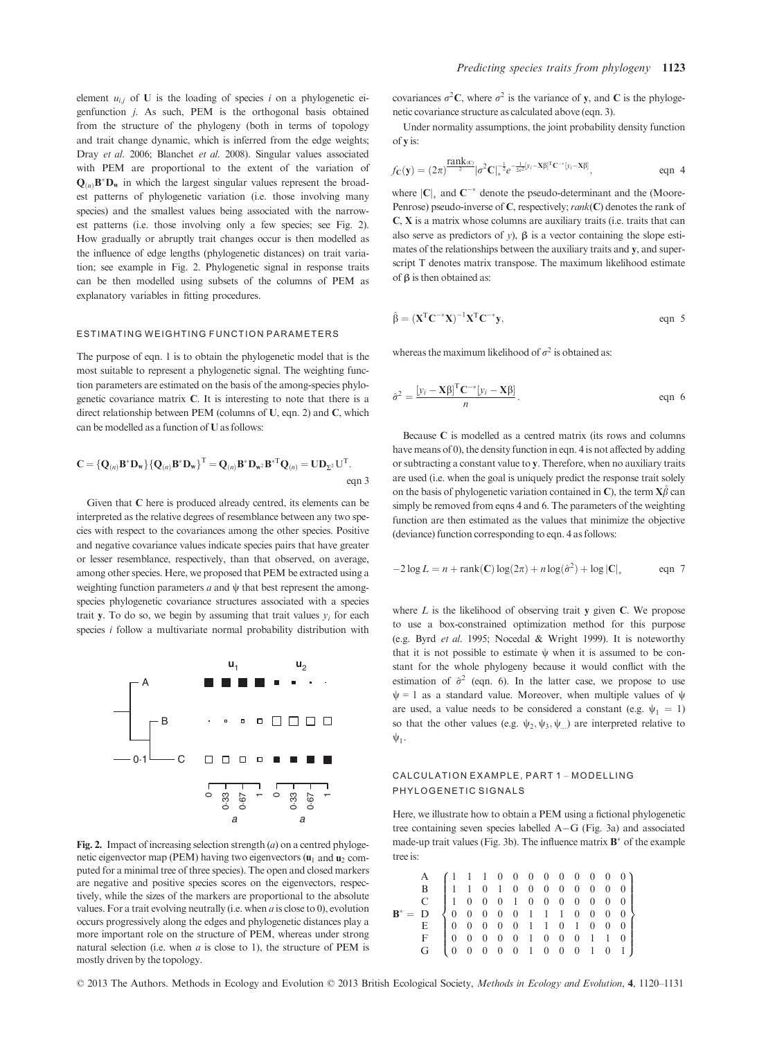element $u_{i,j}$ of $\mathbf{U}$ is the loading of species $i$ on a phylogenetic eigenfunction $j$. As such, PEM is the orthogonal basis obtained from the structure of the phylogeny (both in terms of topology and trait change dynamic, which is inferred from the edge weights; Dray *et al.* 2006; Blanchet *et al.* 2008). Singular values associated with PEM are proportional to the extent of the variation of $\mathbf{Q}_{(n)}\mathbf{B}^*\mathbf{D_w}$ in which the largest singular values represent the broadest patterns of phylogenetic variation (i.e. those involving many species) and the smallest values being associated with the narrowest patterns (i.e. those involving only a few species; see Fig. 2). How gradually or abruptly trait changes occur is then modelled as the influence of edge lengths (phylogenetic distances) on trait variation; see example in Fig. 2. Phylogenetic signal in response traits can be then modelled using subsets of the columns of PEM as explanatory variables in fitting procedures.

### ESTIMATING WEIGHTING FUNCTION PARAMETERS

The purpose of eqn. 1 is to obtain the phylogenetic model that is the most suitable to represent a phylogenetic signal. The weighting function parameters are estimated on the basis of the among-species phylogenetic covariance matrix $\mathbf{C}$. It is interesting to note that there is a direct relationship between PEM (columns of $\mathbf{U}$, eqn. 2) and $\mathbf{C}$, which can be modelled as a function of $\mathbf{U}$ as follows:

$$\mathbf{C} = \{\mathbf{Q}_{(n)}\mathbf{B}^*\mathbf{D_w}\}\{\mathbf{Q}_{(n)}\mathbf{B}^*\mathbf{D_w}\}^{\mathrm{T}} = \mathbf{Q}_{(n)}\mathbf{B}^*\mathbf{D}_{\mathbf{w}^2}\mathbf{B}^{*\mathrm{T}}\mathbf{Q}_{(n)} = \mathbf{U}\mathbf{D}_{\Sigma^2}\mathbf{U}^{\mathrm{T}}. \quad \text{eqn 3}$$

Given that $\mathbf{C}$ here is produced already centred, its elements can be interpreted as the relative degrees of resemblance between any two species with respect to the covariances among the other species. Positive and negative covariance values indicate species pairs that have greater or lesser resemblance, respectively, than that observed, on average, among other species. Here, we proposed that PEM be extracted using a weighting function parameters $a$ and $\psi$ that best represent the among-species phylogenetic covariance structures associated with a species trait $\mathbf{y}$. To do so, we begin by assuming that trait values $y_i$ for each species $i$ follow a multivariate normal probability distribution with covariances $\sigma^2\mathbf{C}$, where $\sigma^2$ is the variance of $\mathbf{y}$, and $\mathbf{C}$ is the phylogenetic covariance structure as calculated above (eqn. 3).

Fig. 2. Impact of increasing selection strength ($a$) on a centred phylogenetic eigenvector map (PEM) having two eigenvectors ($\mathbf{u}_1$ and $\mathbf{u}_2$ computed for a minimal tree of three species). The open and closed markers are negative and positive species scores on the eigenvectors, respectively, while the sizes of the markers are proportional to the absolute values. For a trait evolving neutrally (i.e. when $a$ is close to 0), evolution occurs progressively along the edges and phylogenetic distances play a more important role on the structure of PEM, whereas under strong natural selection (i.e. when $a$ is close to 1), the structure of PEM is mostly driven by the topology.

Under normality assumptions, the joint probability density function of $\mathbf{y}$ is:

$$f_{\mathbf{C}}(\mathbf{y}) = (2\pi)^{\frac{\mathrm{rank}(\mathbf{C})}{2}}|\sigma^2\mathbf{C}|_*^{-\frac{1}{2}}e^{-\frac{1}{2\sigma^2}[y_i-\mathbf{X}\beta]^{\mathrm{T}}\mathbf{C}^{-*}[y_i-\mathbf{X}\beta]}, \quad \text{eqn 4}$$

where $|\mathbf{C}|_*$ and $\mathbf{C}^{-*}$ denote the pseudo-determinant and the (Moore-Penrose) pseudo-inverse of $\mathbf{C}$, respectively; $rank(\mathbf{C})$ denotes the rank of $\mathbf{C}$, $\mathbf{X}$ is a matrix whose columns are auxiliary traits (i.e. traits that can also serve as predictors of $y$), $\beta$ is a vector containing the slope estimates of the relationships between the auxiliary traits and $\mathbf{y}$, and superscript T denotes matrix transpose. The maximum likelihood estimate of $\beta$ is then obtained as:

$$\hat{\beta} = (\mathbf{X}^{\mathrm{T}}\mathbf{C}^{-*}\mathbf{X})^{-1}\mathbf{X}^{\mathrm{T}}\mathbf{C}^{-*}\mathbf{y}, \quad \text{eqn 5}$$

whereas the maximum likelihood of $\sigma^2$ is obtained as:

$$\hat{\sigma}^2 = \frac{[y_i - \mathbf{X}\beta]^{\mathrm{T}}\mathbf{C}^{-*}[y_i - \mathbf{X}\beta]}{n}. \quad \text{eqn 6}$$

Because $\mathbf{C}$ is modelled as a centred matrix (its rows and columns have means of 0), the density function in eqn. 4 is not affected by adding or subtracting a constant value to $\mathbf{y}$. Therefore, when no auxiliary traits are used (i.e. when the goal is uniquely predict the response trait solely on the basis of phylogenetic variation contained in $\mathbf{C}$), the term $\mathbf{X}\hat{\beta}$ can simply be removed from eqns 4 and 6. The parameters of the weighting function are then estimated as the values that minimize the objective (deviance) function corresponding to eqn. 4 as follows:

$$-2\log L = n + \mathrm{rank}(\mathbf{C})\log(2\pi) + n\log(\hat{\sigma}^2) + \log|\mathbf{C}|_* \quad \text{eqn 7}$$

where $L$ is the likelihood of observing trait $\mathbf{y}$ given $\mathbf{C}$. We propose to use a box-constrained optimization method for this purpose (e.g. Byrd *et al.* 1995; Nocedal & Wright 1999). It is noteworthy that it is not possible to estimate $\psi$ when it is assumed to be constant for the whole phylogeny because it would conflict with the estimation of $\hat{\sigma}^2$ (eqn. 6). In the latter case, we propose to use $\psi = 1$ as a standard value. Moreover, when multiple values of $\psi$ are used, a value needs to be considered a constant (e.g. $\psi_1 = 1$) so that the other values (e.g. $\psi_2, \psi_3, \psi_{...}$) are interpreted relative to $\psi_1$.

### CALCULATION EXAMPLE, PART 1 – MODELLING PHYLOGENETIC SIGNALS

Here, we illustrate how to obtain a PEM using a fictional phylogenetic tree containing seven species labelled A–G (Fig. 3a) and associated made-up trait values (Fig. 3b). The influence matrix $\mathbf{B}^*$ of the example tree is:

$$\mathbf{B}^* = \begin{array}{c} \mathrm{A} \\ \mathrm{B} \\ \mathrm{C} \\ \mathrm{D} \\ \mathrm{E} \\ \mathrm{F} \\ \mathrm{G} \end{array}\left\{\begin{array}{cccccccccccc} 1 & 1 & 1 & 0 & 0 & 0 & 0 & 0 & 0 & 0 & 0 & 0 \\ 1 & 1 & 0 & 1 & 0 & 0 & 0 & 0 & 0 & 0 & 0 & 0 \\ 1 & 0 & 0 & 0 & 1 & 0 & 0 & 0 & 0 & 0 & 0 & 0 \\ 0 & 0 & 0 & 0 & 0 & 1 & 1 & 1 & 0 & 0 & 0 & 0 \\ 0 & 0 & 0 & 0 & 0 & 1 & 1 & 0 & 1 & 0 & 0 & 0 \\ 0 & 0 & 0 & 0 & 0 & 1 & 0 & 0 & 0 & 1 & 1 & 0 \\ 0 & 0 & 0 & 0 & 0 & 1 & 0 & 0 & 0 & 1 & 0 & 1 \end{array}\right\}$$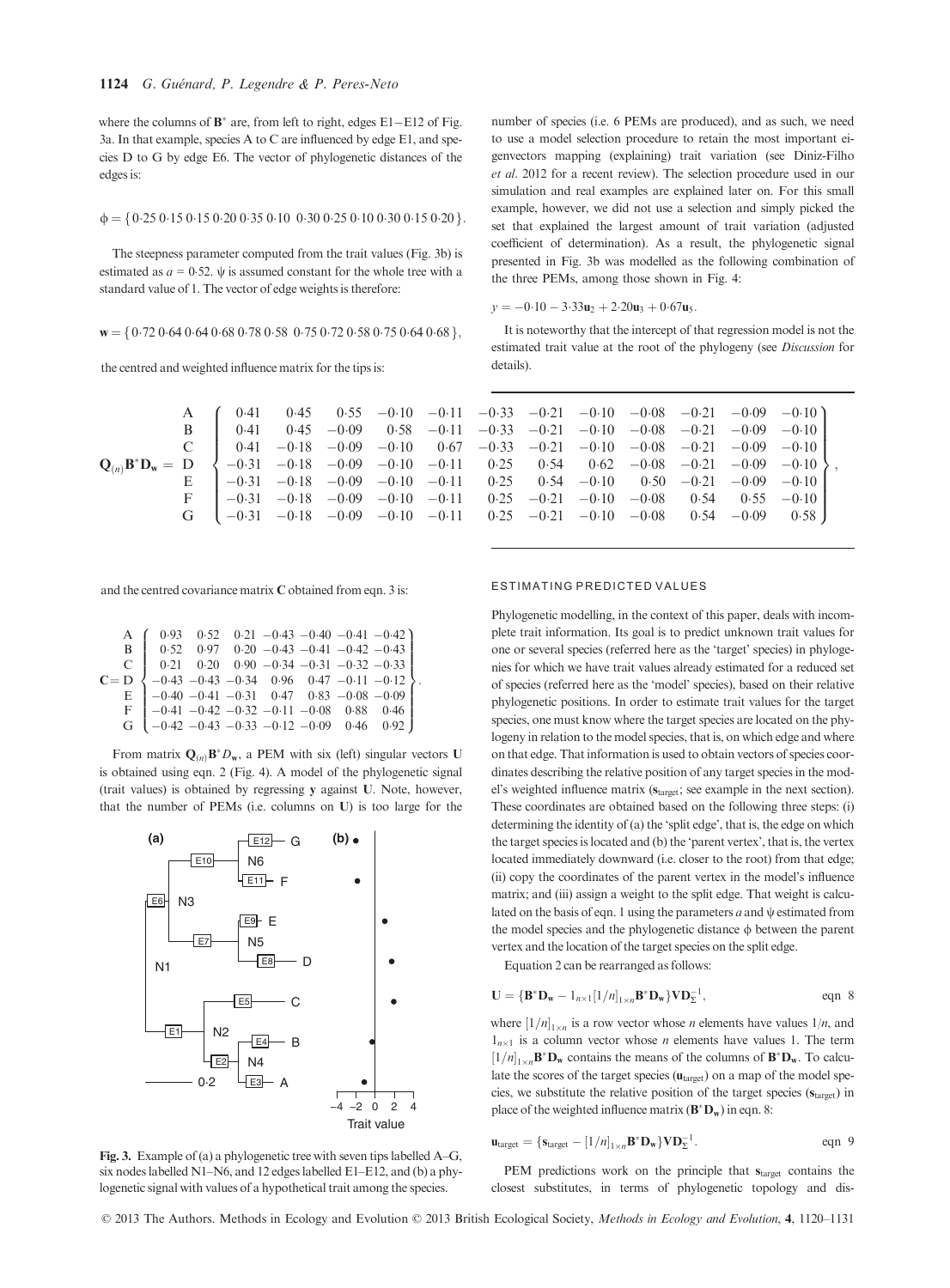where the columns of $\mathbf{B}^*$ are, from left to right, edges E1–E12 of Fig. 3a. In that example, species A to C are influenced by edge E1, and species D to G by edge E6. The vector of phylogenetic distances of the edges is:

$$\phi = \{0{\cdot}25\ 0{\cdot}15\ 0{\cdot}15\ 0{\cdot}20\ 0{\cdot}35\ 0{\cdot}10\ \ 0{\cdot}30\ 0{\cdot}25\ 0{\cdot}10\ 0{\cdot}30\ 0{\cdot}15\ 0{\cdot}20\}.$$

The steepness parameter computed from the trait values (Fig. 3b) is estimated as $a = 0{\cdot}52$. $\psi$ is assumed constant for the whole tree with a standard value of 1. The vector of edge weights is therefore:

$$\mathbf{w} = \{0{\cdot}72\ 0{\cdot}64\ 0{\cdot}64\ 0{\cdot}68\ 0{\cdot}78\ 0{\cdot}58\ \ 0{\cdot}75\ 0{\cdot}72\ 0{\cdot}58\ 0{\cdot}75\ 0{\cdot}64\ 0{\cdot}68\},$$

the centred and weighted influence matrix for the tips is:

$$\mathbf{Q}_{(n)}\mathbf{B}^*\mathbf{D_w} = \begin{matrix} \mathrm{A} \\ \mathrm{B} \\ \mathrm{C} \\ \mathrm{D} \\ \mathrm{E} \\ \mathrm{F} \\ \mathrm{G} \end{matrix} \left\{ \begin{matrix} 0{\cdot}41 & 0{\cdot}45 & 0{\cdot}55 & -0{\cdot}10 & -0{\cdot}11 & -0{\cdot}33 & -0{\cdot}21 & -0{\cdot}10 & -0{\cdot}08 & -0{\cdot}21 & -0{\cdot}09 & -0{\cdot}10 \\ 0{\cdot}41 & 0{\cdot}45 & -0{\cdot}09 & 0{\cdot}58 & -0{\cdot}11 & -0{\cdot}33 & -0{\cdot}21 & -0{\cdot}10 & -0{\cdot}08 & -0{\cdot}21 & -0{\cdot}09 & -0{\cdot}10 \\ 0{\cdot}41 & -0{\cdot}18 & -0{\cdot}09 & -0{\cdot}10 & 0{\cdot}67 & -0{\cdot}33 & -0{\cdot}21 & -0{\cdot}10 & -0{\cdot}08 & -0{\cdot}21 & -0{\cdot}09 & -0{\cdot}10 \\ -0{\cdot}31 & -0{\cdot}18 & -0{\cdot}09 & -0{\cdot}10 & -0{\cdot}11 & 0{\cdot}25 & 0{\cdot}54 & 0{\cdot}62 & -0{\cdot}08 & -0{\cdot}21 & -0{\cdot}09 & -0{\cdot}10 \\ -0{\cdot}31 & -0{\cdot}18 & -0{\cdot}09 & -0{\cdot}10 & -0{\cdot}11 & 0{\cdot}25 & 0{\cdot}54 & -0{\cdot}10 & 0{\cdot}50 & -0{\cdot}21 & -0{\cdot}09 & -0{\cdot}10 \\ -0{\cdot}31 & -0{\cdot}18 & -0{\cdot}09 & -0{\cdot}10 & -0{\cdot}11 & 0{\cdot}25 & -0{\cdot}21 & -0{\cdot}10 & -0{\cdot}08 & 0{\cdot}54 & 0{\cdot}55 & -0{\cdot}10 \\ -0{\cdot}31 & -0{\cdot}18 & -0{\cdot}09 & -0{\cdot}10 & -0{\cdot}11 & 0{\cdot}25 & -0{\cdot}21 & -0{\cdot}10 & -0{\cdot}08 & 0{\cdot}54 & -0{\cdot}09 & 0{\cdot}58 \end{matrix} \right\},$$

and the centred covariance matrix $\mathbf{C}$ obtained from eqn. 3 is:

$$\mathbf{C} = \begin{matrix} \mathrm{A} \\ \mathrm{B} \\ \mathrm{C} \\ \mathrm{D} \\ \mathrm{E} \\ \mathrm{F} \\ \mathrm{G} \end{matrix} \left\{ \begin{matrix} 0{\cdot}93 & 0{\cdot}52 & 0{\cdot}21 & -0{\cdot}43 & -0{\cdot}40 & -0{\cdot}41 & -0{\cdot}42 \\ 0{\cdot}52 & 0{\cdot}97 & 0{\cdot}20 & -0{\cdot}43 & -0{\cdot}41 & -0{\cdot}42 & -0{\cdot}43 \\ 0{\cdot}21 & 0{\cdot}20 & 0{\cdot}90 & -0{\cdot}34 & -0{\cdot}31 & -0{\cdot}32 & -0{\cdot}33 \\ -0{\cdot}43 & -0{\cdot}43 & -0{\cdot}34 & 0{\cdot}96 & 0{\cdot}47 & -0{\cdot}11 & -0{\cdot}12 \\ -0{\cdot}40 & -0{\cdot}41 & -0{\cdot}31 & 0{\cdot}47 & 0{\cdot}83 & -0{\cdot}08 & -0{\cdot}09 \\ -0{\cdot}41 & -0{\cdot}42 & -0{\cdot}32 & -0{\cdot}11 & -0{\cdot}08 & 0{\cdot}88 & 0{\cdot}46 \\ -0{\cdot}42 & -0{\cdot}43 & -0{\cdot}33 & -0{\cdot}12 & -0{\cdot}09 & 0{\cdot}46 & 0{\cdot}92 \end{matrix} \right\}.$$

From matrix $\mathbf{Q}_{(n)}\mathbf{B}^*D_\mathbf{w}$, a PEM with six (left) singular vectors $\mathbf{U}$ is obtained using eqn. 2 (Fig. 4). A model of the phylogenetic signal (trait values) is obtained by regressing $\mathbf{y}$ against $\mathbf{U}$. Note, however, that the number of PEMs (i.e. columns on $\mathbf{U}$) is too large for the number of species (i.e. 6 PEMs are produced), and as such, we need to use a model selection procedure to retain the most important eigenvectors mapping (explaining) trait variation (see Diniz-Filho *et al.* 2012 for a recent review). The selection procedure used in our simulation and real examples are explained later on. For this small example, however, we did not use a selection and simply picked the set that explained the largest amount of trait variation (adjusted coefficient of determination). As a result, the phylogenetic signal presented in Fig. 3b was modelled as the following combination of the three PEMs, among those shown in Fig. 4:

$$y = -0{\cdot}10 - 3{\cdot}33\mathbf{u}_2 + 2{\cdot}20\mathbf{u}_3 + 0{\cdot}67\mathbf{u}_5.$$

It is noteworthy that the intercept of that regression model is not the estimated trait value at the root of the phylogeny (see *Discussion* for details).

**Fig. 3.** Example of (a) a phylogenetic tree with seven tips labelled A–G, six nodes labelled N1–N6, and 12 edges labelled E1–E12, and (b) a phylogenetic signal with values of a hypothetical trait among the species.

## ESTIMATING PREDICTED VALUES

Phylogenetic modelling, in the context of this paper, deals with incomplete trait information. Its goal is to predict unknown trait values for one or several species (referred here as the 'target' species) in phylogenies for which we have trait values already estimated for a reduced set of species (referred here as the 'model' species), based on their relative phylogenetic positions. In order to estimate trait values for the target species, one must know where the target species are located on the phylogeny in relation to the model species, that is, on which edge and where on that edge. That information is used to obtain vectors of species coordinates describing the relative position of any target species in the model's weighted influence matrix ($\mathbf{s}_{\mathrm{target}}$; see example in the next section). These coordinates are obtained based on the following three steps: (i) determining the identity of (a) the 'split edge', that is, the edge on which the target species is located and (b) the 'parent vertex', that is, the vertex located immediately downward (i.e. closer to the root) from that edge; (ii) copy the coordinates of the parent vertex in the model's influence matrix; and (iii) assign a weight to the split edge. That weight is calculated on the basis of eqn. 1 using the parameters $a$ and $\psi$ estimated from the model species and the phylogenetic distance $\phi$ between the parent vertex and the location of the target species on the split edge.

Equation 2 can be rearranged as follows:

$$\mathbf{U} = \{\mathbf{B}^*\mathbf{D_w} - 1_{n\times 1}[1/n]_{1\times n}\mathbf{B}^*\mathbf{D_w}\}\mathbf{V}\mathbf{D}_\Sigma^{-1}, \qquad \text{eqn 8}$$

where $[1/n]_{1\times n}$ is a row vector whose $n$ elements have values $1/n$, and $1_{n\times 1}$ is a column vector whose $n$ elements have values 1. The term $[1/n]_{1\times n}\mathbf{B}^*\mathbf{D_w}$ contains the means of the columns of $\mathbf{B}^*\mathbf{D_w}$. To calculate the scores of the target species ($\mathbf{u}_{\mathrm{target}}$) on a map of the model species, we substitute the relative position of the target species ($\mathbf{s}_{\mathrm{target}}$) in place of the weighted influence matrix ($\mathbf{B}^*\mathbf{D_w}$) in eqn. 8:

$$\mathbf{u}_{\mathrm{target}} = \{\mathbf{s}_{\mathrm{target}} - [1/n]_{1\times n}\mathbf{B}^*\mathbf{D_w}\}\mathbf{V}\mathbf{D}_\Sigma^{-1}. \qquad \text{eqn 9}$$

PEM predictions work on the principle that $\mathbf{s}_{\mathrm{target}}$ contains the closest substitutes, in terms of phylogenetic topology and dis-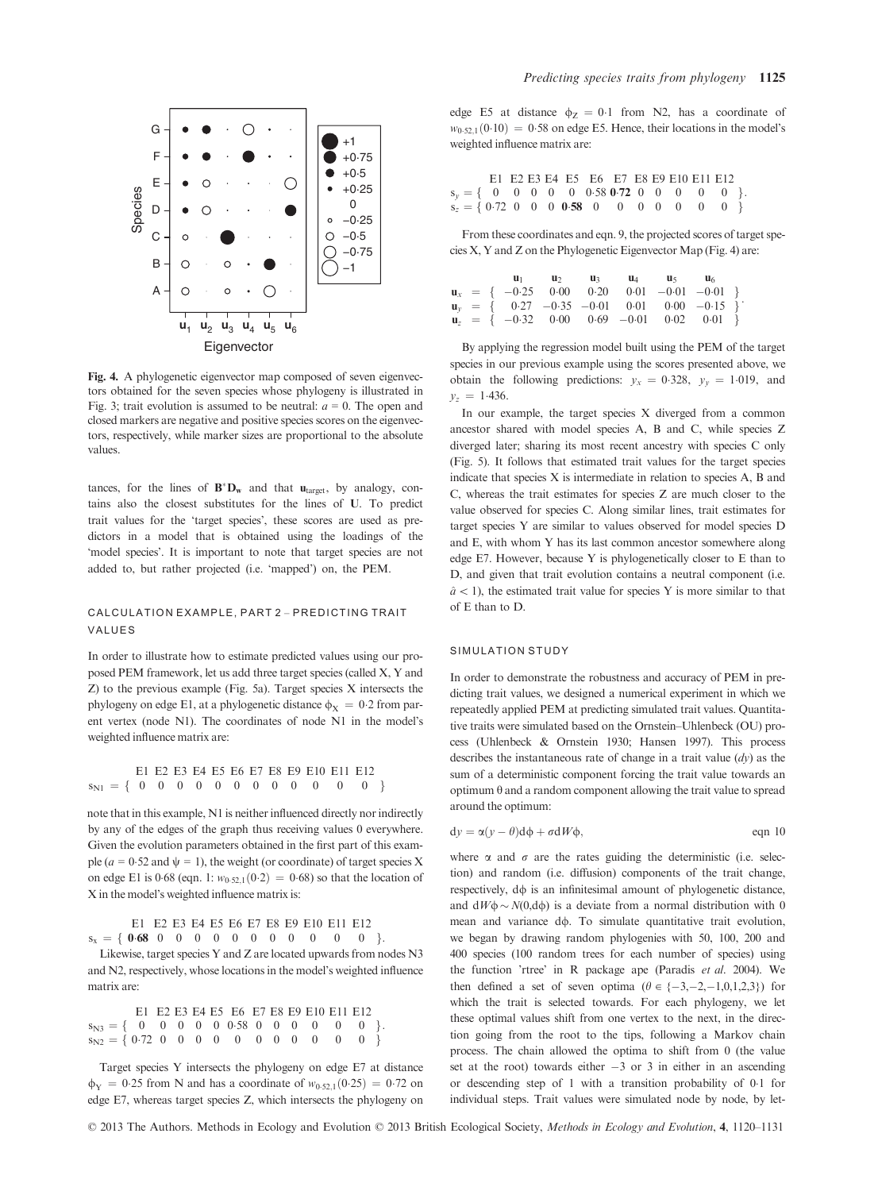Fig. 4. A phylogenetic eigenvector map composed of seven eigenvectors obtained for the seven species whose phylogeny is illustrated in Fig. 3; trait evolution is assumed to be neutral: $a = 0$. The open and closed markers are negative and positive species scores on the eigenvectors, respectively, while marker sizes are proportional to the absolute values.

tances, for the lines of $\mathbf{B}^{*}\mathbf{D_w}$ and that $\mathbf{u}_{\text{target}}$, by analogy, contains also the closest substitutes for the lines of $\mathbf{U}$. To predict trait values for the 'target species', these scores are used as predictors in a model that is obtained using the loadings of the 'model species'. It is important to note that target species are not added to, but rather projected (i.e. 'mapped') on, the PEM.

## CALCULATION EXAMPLE, PART 2 – PREDICTING TRAIT VALUES

In order to illustrate how to estimate predicted values using our proposed PEM framework, let us add three target species (called X, Y and Z) to the previous example (Fig. 5a). Target species X intersects the phylogeny on edge E1, at a phylogenetic distance $\phi_X = 0{\cdot}2$ from parent vertex (node N1). The coordinates of node N1 in the model's weighted influence matrix are:

|  | E1 | E2 | E3 | E4 | E5 | E6 | E7 | E8 | E9 | E10 | E11 | E12 |  |
|---|---|---|---|---|---|---|---|---|---|---|---|---|---|
| $s_{N1}$ = { | 0 | 0 | 0 | 0 | 0 | 0 | 0 | 0 | 0 | 0 | 0 | 0 | } |

note that in this example, N1 is neither influenced directly nor indirectly by any of the edges of the graph thus receiving values 0 everywhere. Given the evolution parameters obtained in the first part of this example ($a = 0{\cdot}52$ and $\psi = 1$), the weight (or coordinate) of target species X on edge E1 is 0·68 (eqn. 1: $w_{0\cdot52,1}(0{\cdot}2) = 0{\cdot}68$) so that the location of X in the model's weighted influence matrix is:

|  | E1 | E2 | E3 | E4 | E5 | E6 | E7 | E8 | E9 | E10 | E11 | E12 |  |
|---|---|---|---|---|---|---|---|---|---|---|---|---|---|
| $s_x$ = { | **0·68** | 0 | 0 | 0 | 0 | 0 | 0 | 0 | 0 | 0 | 0 | 0 | }. |

Likewise, target species Y and Z are located upwards from nodes N3 and N2, respectively, whose locations in the model's weighted influence matrix are:

|  | E1 | E2 | E3 | E4 | E5 | E6 | E7 | E8 | E9 | E10 | E11 | E12 |  |
|---|---|---|---|---|---|---|---|---|---|---|---|---|---|
| $s_{N3}$ = { | 0 | 0 | 0 | 0 | 0 | 0·58 | 0 | 0 | 0 | 0 | 0 | 0 | }. |
| $s_{N2}$ = { | 0·72 | 0 | 0 | 0 | 0 | 0 | 0 | 0 | 0 | 0 | 0 | 0 | } |

Target species Y intersects the phylogeny on edge E7 at distance $\phi_Y = 0{\cdot}25$ from N and has a coordinate of $w_{0\cdot52,1}(0{\cdot}25) = 0{\cdot}72$ on edge E7, whereas target species Z, which intersects the phylogeny on edge E5 at distance $\phi_Z = 0{\cdot}1$ from N2, has a coordinate of $w_{0\cdot52,1}(0{\cdot}10) = 0{\cdot}58$ on edge E5. Hence, their locations in the model's weighted influence matrix are:

|  | E1 | E2 | E3 | E4 | E5 | E6 | E7 | E8 | E9 | E10 | E11 | E12 |  |
|---|---|---|---|---|---|---|---|---|---|---|---|---|---|
| $s_y$ = { | 0 | 0 | 0 | 0 | 0 | 0·58 | **0·72** | 0 | 0 | 0 | 0 | 0 | }. |
| $s_z$ = { | 0·72 | 0 | 0 | 0 | **0·58** | 0 | 0 | 0 | 0 | 0 | 0 | 0 | } |

From these coordinates and eqn. 9, the projected scores of target species X, Y and Z on the Phylogenetic Eigenvector Map (Fig. 4) are:

|  | $\mathbf{u}_1$ | $\mathbf{u}_2$ | $\mathbf{u}_3$ | $\mathbf{u}_4$ | $\mathbf{u}_5$ | $\mathbf{u}_6$ |  |
|---|---|---|---|---|---|---|---|
| $\mathbf{u}_x$ = { | −0·25 | 0·00 | 0·20 | 0·01 | −0·01 | −0·01 | } |
| $\mathbf{u}_y$ = { | 0·27 | −0·35 | −0·01 | 0·01 | 0·00 | −0·15 | }. |
| $\mathbf{u}_z$ = { | −0·32 | 0·00 | 0·69 | −0·01 | 0·02 | 0·01 | } |

By applying the regression model built using the PEM of the target species in our previous example using the scores presented above, we obtain the following predictions: $y_x = 0{\cdot}328$, $y_y = 1{\cdot}019$, and $y_z = 1{\cdot}436$.

In our example, the target species X diverged from a common ancestor shared with model species A, B and C, while species Z diverged later; sharing its most recent ancestry with species C only (Fig. 5). It follows that estimated trait values for the target species indicate that species X is intermediate in relation to species A, B and C, whereas the trait estimates for species Z are much closer to the value observed for species C. Along similar lines, trait estimates for target species Y are similar to values observed for model species D and E, with whom Y has its last common ancestor somewhere along edge E7. However, because Y is phylogenetically closer to E than to D, and given that trait evolution contains a neutral component (i.e. $\hat{a} < 1$), the estimated trait value for species Y is more similar to that of E than D.

## SIMULATION STUDY

In order to demonstrate the robustness and accuracy of PEM in predicting trait values, we designed a numerical experiment in which we repeatedly applied PEM at predicting simulated trait values. Quantitative traits were simulated based on the Ornstein–Uhlenbeck (OU) process (Uhlenbeck & Ornstein 1930; Hansen 1997). This process describes the instantaneous rate of change in a trait value ($dy$) as the sum of a deterministic component forcing the trait value towards an optimum $\theta$ and a random component allowing the trait value to spread around the optimum:

$$dy = \alpha(y - \theta)d\phi + \sigma dW\phi, \qquad \text{eqn 10}$$

where $\alpha$ and $\sigma$ are the rates guiding the deterministic (i.e. selection) and random (i.e. diffusion) components of the trait change, respectively, $d\phi$ is an infinitesimal amount of phylogenetic distance, and $dW\phi \sim N(0,d\phi)$ is a deviate from a normal distribution with 0 mean and variance $d\phi$. To simulate quantitative trait evolution, we began by drawing random phylogenies with 50, 100, 200 and 400 species (100 random trees for each number of species) using the function 'rtree' in R package ape (Paradis *et al.* 2004). We then defined a set of seven optima ($\theta \in \{-3,-2,-1,0,1,2,3\}$) for which the trait is selected towards. For each phylogeny, we let these optimal values shift from one vertex to the next, in the direction going from the root to the tips, following a Markov chain process. The chain allowed the optima to shift from 0 (the value set at the root) towards either −3 or 3 in either in an ascending or descending step of 1 with a transition probability of 0·1 for individual steps. Trait values were simulated node by node, by let-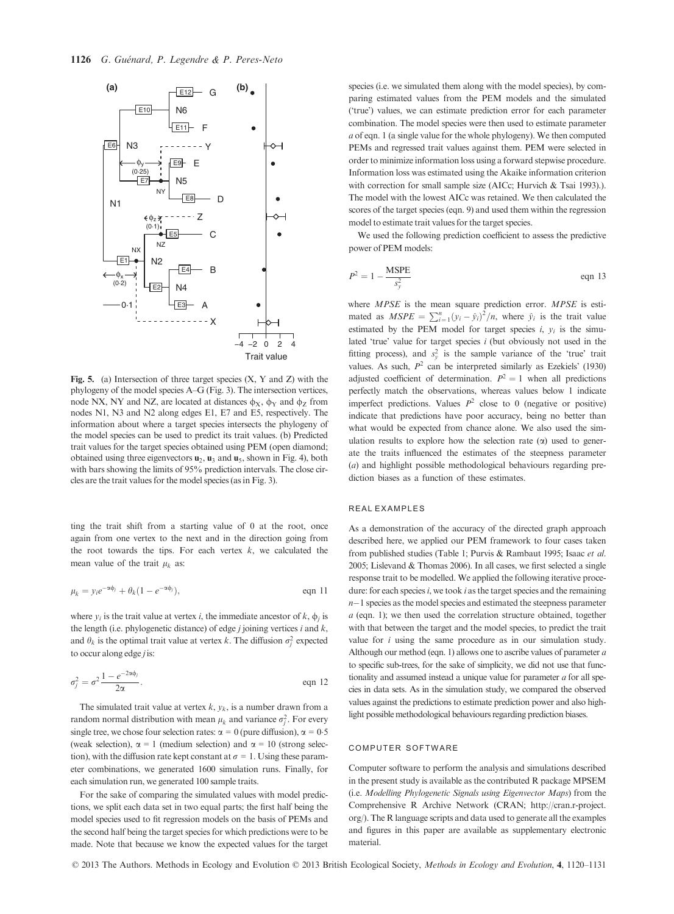Fig. 5. (a) Intersection of three target species (X, Y and Z) with the phylogeny of the model species A–G (Fig. 3). The intersection vertices, node NX, NY and NZ, are located at distances $\phi_X$, $\phi_Y$ and $\phi_Z$ from nodes N1, N3 and N2 along edges E1, E7 and E5, respectively. The information about where a target species intersects the phylogeny of the model species can be used to predict its trait values. (b) Predicted trait values for the target species obtained using PEM (open diamond; obtained using three eigenvectors $\mathbf{u}_2$, $\mathbf{u}_3$ and $\mathbf{u}_5$, shown in Fig. 4), both with bars showing the limits of 95% prediction intervals. The close circles are the trait values for the model species (as in Fig. 3).

ting the trait shift from a starting value of 0 at the root, once again from one vertex to the next and in the direction going from the root towards the tips. For each vertex $k$, we calculated the mean value of the trait $\mu_k$ as:

$$\mu_k = y_i e^{-\alpha\phi_j} + \theta_k(1 - e^{-\alpha\phi_j}), \quad \text{eqn 11}$$

where $y_i$ is the trait value at vertex $i$, the immediate ancestor of $k$, $\phi_j$ is the length (i.e. phylogenetic distance) of edge $j$ joining vertices $i$ and $k$, and $\theta_k$ is the optimal trait value at vertex $k$. The diffusion $\sigma_j^2$ expected to occur along edge $j$ is:

$$\sigma_j^2 = \sigma^2 \frac{1 - e^{-2\alpha\phi_j}}{2\alpha}. \quad \text{eqn 12}$$

The simulated trait value at vertex $k$, $y_k$, is a number drawn from a random normal distribution with mean $\mu_k$ and variance $\sigma_j^2$. For every single tree, we chose four selection rates: $\alpha = 0$ (pure diffusion), $\alpha = 0{\cdot}5$ (weak selection), $\alpha = 1$ (medium selection) and $\alpha = 10$ (strong selection), with the diffusion rate kept constant at $\sigma = 1$. Using these parameter combinations, we generated 1600 simulation runs. Finally, for each simulation run, we generated 100 sample traits.

For the sake of comparing the simulated values with model predictions, we split each data set in two equal parts; the first half being the model species used to fit regression models on the basis of PEMs and the second half being the target species for which predictions were to be made. Note that because we know the expected values for the target species (i.e. we simulated them along with the model species), by comparing estimated values from the PEM models and the simulated ('true') values, we can estimate prediction error for each parameter combination. The model species were then used to estimate parameter $a$ of eqn. 1 (a single value for the whole phylogeny). We then computed PEMs and regressed trait values against them. PEM were selected in order to minimize information loss using a forward stepwise procedure. Information loss was estimated using the Akaike information criterion with correction for small sample size (AICc; Hurvich & Tsai 1993).). The model with the lowest AICc was retained. We then calculated the scores of the target species (eqn. 9) and used them within the regression model to estimate trait values for the target species.

We used the following prediction coefficient to assess the predictive power of PEM models:

$$P^2 = 1 - \frac{\text{MSPE}}{s_y^2} \quad \text{eqn 13}$$

where *MPSE* is the mean square prediction error. *MPSE* is estimated as $MSPE = \sum_{i=1}^{n}(y_i - \hat{y}_i)^2/n$, where $\hat{y}_i$ is the trait value estimated by the PEM model for target species $i$, $y_i$ is the simulated 'true' value for target species $i$ (but obviously not used in the fitting process), and $s_y^2$ is the sample variance of the 'true' trait values. As such, $P^2$ can be interpreted similarly as Ezekiels' (1930) adjusted coefficient of determination. $P^2 = 1$ when all predictions perfectly match the observations, whereas values below 1 indicate imperfect predictions. Values $P^2$ close to 0 (negative or positive) indicate that predictions have poor accuracy, being no better than what would be expected from chance alone. We also used the simulation results to explore how the selection rate ($\alpha$) used to generate the traits influenced the estimates of the steepness parameter ($a$) and highlight possible methodological behaviours regarding prediction biases as a function of these estimates.

## REAL EXAMPLES

As a demonstration of the accuracy of the directed graph approach described here, we applied our PEM framework to four cases taken from published studies (Table 1; Purvis & Rambaut 1995; Isaac *et al.* 2005; Lislevand & Thomas 2006). In all cases, we first selected a single response trait to be modelled. We applied the following iterative procedure: for each species $i$, we took $i$ as the target species and the remaining $n-1$ species as the model species and estimated the steepness parameter $a$ (eqn. 1); we then used the correlation structure obtained, together with that between the target and the model species, to predict the trait value for $i$ using the same procedure as in our simulation study. Although our method (eqn. 1) allows one to ascribe values of parameter $a$ to specific sub-trees, for the sake of simplicity, we did not use that functionality and assumed instead a unique value for parameter $a$ for all species in data sets. As in the simulation study, we compared the observed values against the predictions to estimate prediction power and also highlight possible methodological behaviours regarding prediction biases.

## COMPUTER SOFTWARE

Computer software to perform the analysis and simulations described in the present study is available as the contributed R package MPSEM (i.e. *Modelling Phylogenetic Signals using Eigenvector Maps*) from the Comprehensive R Archive Network (CRAN; http://cran.r-project.org/). The R language scripts and data used to generate all the examples and figures in this paper are available as supplementary electronic material.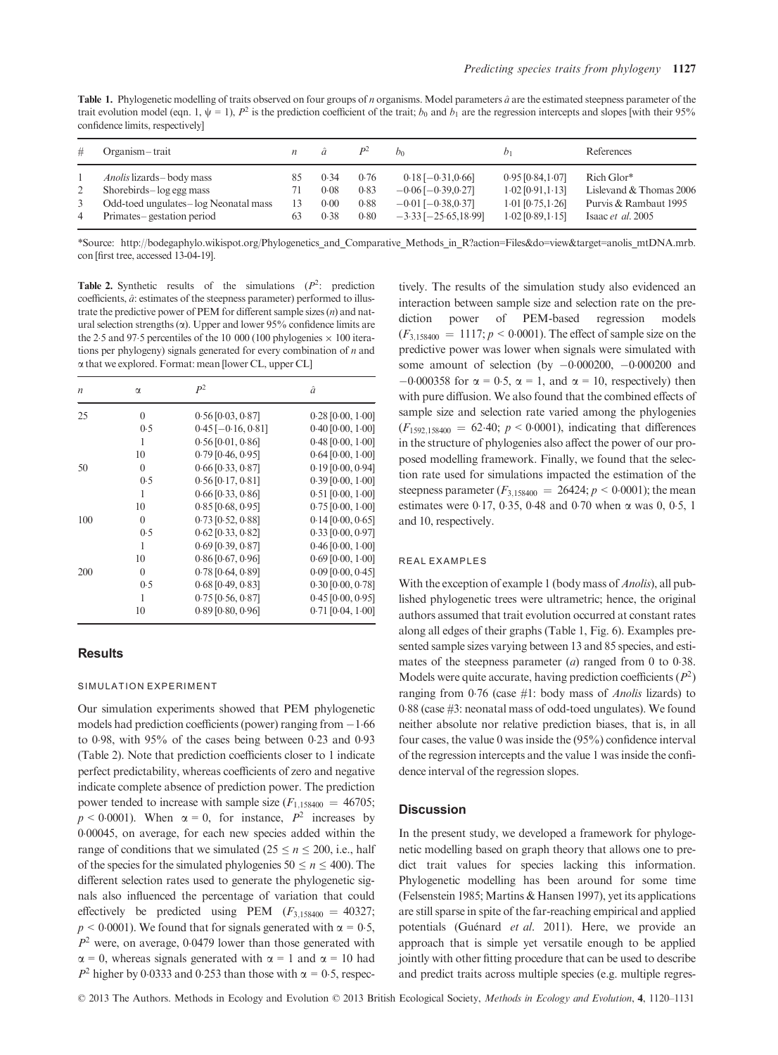**Table 1.** Phylogenetic modelling of traits observed on four groups of $n$ organisms. Model parameters $\hat{a}$ are the estimated steepness parameter of the trait evolution model (eqn. 1, $\psi = 1$), $P^2$ is the prediction coefficient of the trait; $b_0$ and $b_1$ are the regression intercepts and slopes [with their 95% confidence limits, respectively]

| # | Organism – trait | $n$ | $\hat{a}$ | $P^2$ | $b_0$ | $b_1$ | References |
|---|---|---|---|---|---|---|---|
| 1 | *Anolis* lizards – body mass | 85 | 0·34 | 0·76 | 0·18 [−0·31,0·66] | 0·95 [0·84,1·07] | Rich Glor* |
| 2 | Shorebirds – log egg mass | 71 | 0·08 | 0·83 | −0·06 [−0·39,0·27] | 1·02 [0·91,1·13] | Lislevand & Thomas 2006 |
| 3 | Odd-toed ungulates – log Neonatal mass | 13 | 0·00 | 0·88 | −0·01 [−0·38,0·37] | 1·01 [0·75,1·26] | Purvis & Rambaut 1995 |
| 4 | Primates – gestation period | 63 | 0·38 | 0·80 | −3·33 [−25·65,18·99] | 1·02 [0·89,1·15] | Isaac *et al.* 2005 |

*Source: http://bodegaphylo.wikispot.org/Phylogenetics_and_Comparative_Methods_in_R?action=Files&do=view&target=anolis_mtDNA.mrb.con [first tree, accessed 13-04-19].

**Table 2.** Synthetic results of the simulations ($P^2$: prediction coefficients, $\hat{a}$: estimates of the steepness parameter) performed to illustrate the predictive power of PEM for different sample sizes ($n$) and natural selection strengths ($\alpha$). Upper and lower 95% confidence limits are the 2·5 and 97·5 percentiles of the 10 000 (100 phylogenies × 100 iterations per phylogeny) signals generated for every combination of $n$ and $\alpha$ that we explored. Format: mean [lower CL, upper CL]

| $n$ | $\alpha$ | $P^2$ | $\hat{a}$ |
|---|---|---|---|
| 25 | 0 | 0·56 [0·03, 0·87] | 0·28 [0·00, 1·00] |
| | 0·5 | 0·45 [−0·16, 0·81] | 0·40 [0·00, 1·00] |
| | 1 | 0·56 [0·01, 0·86] | 0·48 [0·00, 1·00] |
| | 10 | 0·79 [0·46, 0·95] | 0·64 [0·00, 1·00] |
| 50 | 0 | 0·66 [0·33, 0·87] | 0·19 [0·00, 0·94] |
| | 0·5 | 0·56 [0·17, 0·81] | 0·39 [0·00, 1·00] |
| | 1 | 0·66 [0·33, 0·86] | 0·51 [0·00, 1·00] |
| | 10 | 0·85 [0·68, 0·95] | 0·75 [0·00, 1·00] |
| 100 | 0 | 0·73 [0·52, 0·88] | 0·14 [0·00, 0·65] |
| | 0·5 | 0·62 [0·33, 0·82] | 0·33 [0·00, 0·97] |
| | 1 | 0·69 [0·39, 0·87] | 0·46 [0·00, 1·00] |
| | 10 | 0·86 [0·67, 0·96] | 0·69 [0·00, 1·00] |
| 200 | 0 | 0·78 [0·64, 0·89] | 0·09 [0·00, 0·45] |
| | 0·5 | 0·68 [0·49, 0·83] | 0·30 [0·00, 0·78] |
| | 1 | 0·75 [0·56, 0·87] | 0·45 [0·00, 0·95] |
| | 10 | 0·89 [0·80, 0·96] | 0·71 [0·04, 1·00] |

## Results

### SIMULATION EXPERIMENT

Our simulation experiments showed that PEM phylogenetic models had prediction coefficients (power) ranging from −1·66 to 0·98, with 95% of the cases being between 0·23 and 0·93 (Table 2). Note that prediction coefficients closer to 1 indicate perfect predictability, whereas coefficients of zero and negative indicate complete absence of prediction power. The prediction power tended to increase with sample size ($F_{1,158400} = 46705$; $p < 0{\cdot}0001$). When $\alpha = 0$, for instance, $P^2$ increases by 0·00045, on average, for each new species added within the range of conditions that we simulated ($25 \leq n \leq 200$, i.e., half of the species for the simulated phylogenies $50 \leq n \leq 400$). The different selection rates used to generate the phylogenetic signals also influenced the percentage of variation that could effectively be predicted using PEM ($F_{3,158400} = 40327$; $p < 0{\cdot}0001$). We found that for signals generated with $\alpha = 0{\cdot}5$, $P^2$ were, on average, 0·0479 lower than those generated with $\alpha = 0$, whereas signals generated with $\alpha = 1$ and $\alpha = 10$ had $P^2$ higher by 0·0333 and 0·253 than those with $\alpha = 0{\cdot}5$, respectively. The results of the simulation study also evidenced an interaction between sample size and selection rate on the prediction power of PEM-based regression models ($F_{3,158400} = 1117$; $p < 0{\cdot}0001$). The effect of sample size on the predictive power was lower when signals were simulated with some amount of selection (by −0·000200, −0·000200 and −0·000358 for $\alpha = 0{\cdot}5$, $\alpha = 1$, and $\alpha = 10$, respectively) then with pure diffusion. We also found that the combined effects of sample size and selection rate varied among the phylogenies ($F_{1592,158400} = 62{\cdot}40$; $p < 0{\cdot}0001$), indicating that differences in the structure of phylogenies also affect the power of our proposed modelling framework. Finally, we found that the selection rate used for simulations impacted the estimation of the steepness parameter ($F_{3,158400} = 26424$; $p < 0{\cdot}0001$); the mean estimates were 0·17, 0·35, 0·48 and 0·70 when $\alpha$ was 0, 0·5, 1 and 10, respectively.

### REAL EXAMPLES

With the exception of example 1 (body mass of *Anolis*), all published phylogenetic trees were ultrametric; hence, the original authors assumed that trait evolution occurred at constant rates along all edges of their graphs (Table 1, Fig. 6). Examples presented sample sizes varying between 13 and 85 species, and estimates of the steepness parameter ($a$) ranged from 0 to 0·38. Models were quite accurate, having prediction coefficients ($P^2$) ranging from 0·76 (case #1: body mass of *Anolis* lizards) to 0·88 (case #3: neonatal mass of odd-toed ungulates). We found neither absolute nor relative prediction biases, that is, in all four cases, the value 0 was inside the (95%) confidence interval of the regression intercepts and the value 1 was inside the confidence interval of the regression slopes.

## Discussion

In the present study, we developed a framework for phylogenetic modelling based on graph theory that allows one to predict trait values for species lacking this information. Phylogenetic modelling has been around for some time (Felsenstein 1985; Martins & Hansen 1997), yet its applications are still sparse in spite of the far-reaching empirical and applied potentials (Guénard *et al.* 2011). Here, we provide an approach that is simple yet versatile enough to be applied jointly with other fitting procedure that can be used to describe and predict traits across multiple species (e.g. multiple regres-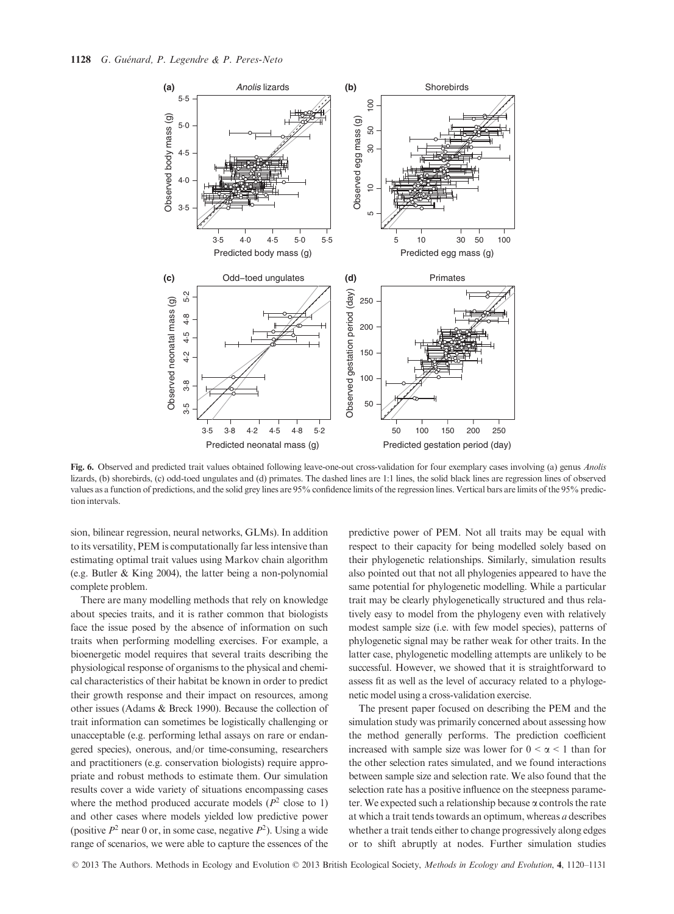Fig. 6. Observed and predicted trait values obtained following leave-one-out cross-validation for four exemplary cases involving (a) genus *Anolis* lizards, (b) shorebirds, (c) odd-toed ungulates and (d) primates. The dashed lines are 1:1 lines, the solid black lines are regression lines of observed values as a function of predictions, and the solid grey lines are 95% confidence limits of the regression lines. Vertical bars are limits of the 95% prediction intervals.

sion, bilinear regression, neural networks, GLMs). In addition to its versatility, PEM is computationally far less intensive than estimating optimal trait values using Markov chain algorithm (e.g. Butler & King 2004), the latter being a non-polynomial complete problem.

There are many modelling methods that rely on knowledge about species traits, and it is rather common that biologists face the issue posed by the absence of information on such traits when performing modelling exercises. For example, a bioenergetic model requires that several traits describing the physiological response of organisms to the physical and chemical characteristics of their habitat be known in order to predict their growth response and their impact on resources, among other issues (Adams & Breck 1990). Because the collection of trait information can sometimes be logistically challenging or unacceptable (e.g. performing lethal assays on rare or endangered species), onerous, and/or time-consuming, researchers and practitioners (e.g. conservation biologists) require appropriate and robust methods to estimate them. Our simulation results cover a wide variety of situations encompassing cases where the method produced accurate models ($P^2$ close to 1) and other cases where models yielded low predictive power (positive $P^2$ near 0 or, in some case, negative $P^2$). Using a wide range of scenarios, we were able to capture the essences of the predictive power of PEM. Not all traits may be equal with respect to their capacity for being modelled solely based on their phylogenetic relationships. Similarly, simulation results also pointed out that not all phylogenies appeared to have the same potential for phylogenetic modelling. While a particular trait may be clearly phylogenetically structured and thus relatively easy to model from the phylogeny even with relatively modest sample size (i.e. with few model species), patterns of phylogenetic signal may be rather weak for other traits. In the latter case, phylogenetic modelling attempts are unlikely to be successful. However, we showed that it is straightforward to assess fit as well as the level of accuracy related to a phylogenetic model using a cross-validation exercise.

The present paper focused on describing the PEM and the simulation study was primarily concerned about assessing how the method generally performs. The prediction coefficient increased with sample size was lower for $0 < \alpha < 1$ than for the other selection rates simulated, and we found interactions between sample size and selection rate. We also found that the selection rate has a positive influence on the steepness parameter. We expected such a relationship because $\alpha$ controls the rate at which a trait tends towards an optimum, whereas $a$ describes whether a trait tends either to change progressively along edges or to shift abruptly at nodes. Further simulation studies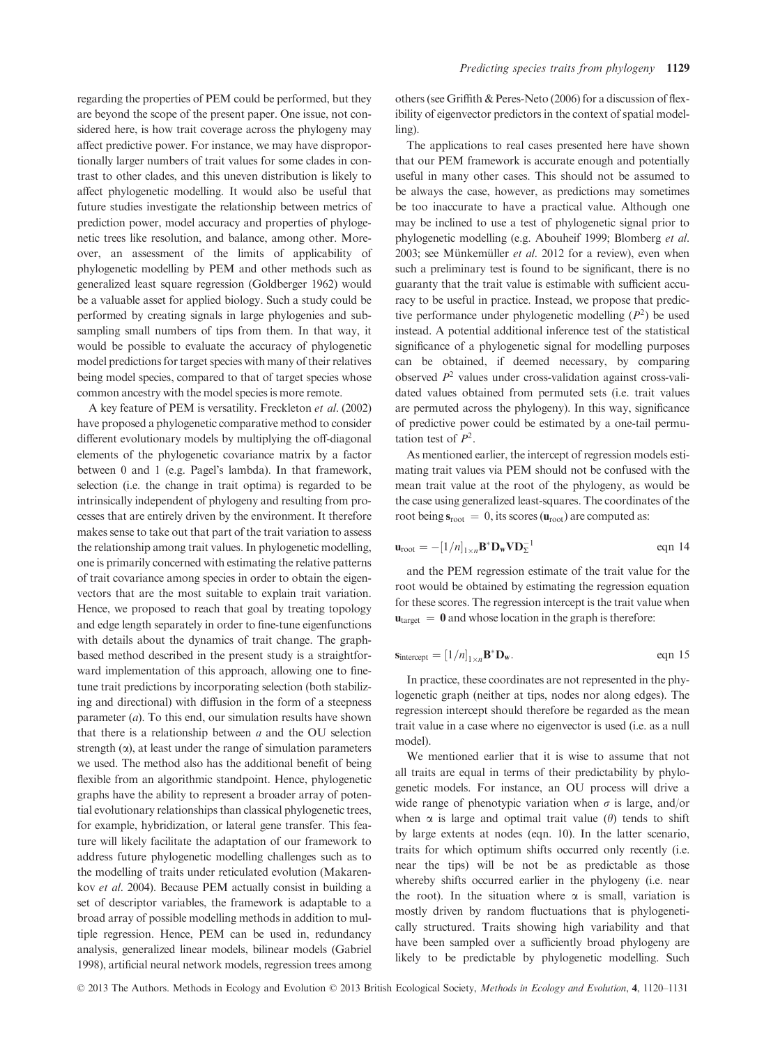regarding the properties of PEM could be performed, but they are beyond the scope of the present paper. One issue, not considered here, is how trait coverage across the phylogeny may affect predictive power. For instance, we may have disproportionally larger numbers of trait values for some clades in contrast to other clades, and this uneven distribution is likely to affect phylogenetic modelling. It would also be useful that future studies investigate the relationship between metrics of prediction power, model accuracy and properties of phylogenetic trees like resolution, and balance, among other. Moreover, an assessment of the limits of applicability of phylogenetic modelling by PEM and other methods such as generalized least square regression (Goldberger 1962) would be a valuable asset for applied biology. Such a study could be performed by creating signals in large phylogenies and subsampling small numbers of tips from them. In that way, it would be possible to evaluate the accuracy of phylogenetic model predictions for target species with many of their relatives being model species, compared to that of target species whose common ancestry with the model species is more remote.

A key feature of PEM is versatility. Freckleton *et al.* (2002) have proposed a phylogenetic comparative method to consider different evolutionary models by multiplying the off-diagonal elements of the phylogenetic covariance matrix by a factor between 0 and 1 (e.g. Pagel's lambda). In that framework, selection (i.e. the change in trait optima) is regarded to be intrinsically independent of phylogeny and resulting from processes that are entirely driven by the environment. It therefore makes sense to take out that part of the trait variation to assess the relationship among trait values. In phylogenetic modelling, one is primarily concerned with estimating the relative patterns of trait covariance among species in order to obtain the eigenvectors that are the most suitable to explain trait variation. Hence, we proposed to reach that goal by treating topology and edge length separately in order to fine-tune eigenfunctions with details about the dynamics of trait change. The graph-based method described in the present study is a straightforward implementation of this approach, allowing one to fine-tune trait predictions by incorporating selection (both stabilizing and directional) with diffusion in the form of a steepness parameter ($a$). To this end, our simulation results have shown that there is a relationship between $a$ and the OU selection strength ($\alpha$), at least under the range of simulation parameters we used. The method also has the additional benefit of being flexible from an algorithmic standpoint. Hence, phylogenetic graphs have the ability to represent a broader array of potential evolutionary relationships than classical phylogenetic trees, for example, hybridization, or lateral gene transfer. This feature will likely facilitate the adaptation of our framework to address future phylogenetic modelling challenges such as to the modelling of traits under reticulated evolution (Makarenkov *et al.* 2004). Because PEM actually consist in building a set of descriptor variables, the framework is adaptable to a broad array of possible modelling methods in addition to multiple regression. Hence, PEM can be used in, redundancy analysis, generalized linear models, bilinear models (Gabriel 1998), artificial neural network models, regression trees among others (see Griffith & Peres-Neto (2006) for a discussion of flexibility of eigenvector predictors in the context of spatial modelling).

The applications to real cases presented here have shown that our PEM framework is accurate enough and potentially useful in many other cases. This should not be assumed to be always the case, however, as predictions may sometimes be too inaccurate to have a practical value. Although one may be inclined to use a test of phylogenetic signal prior to phylogenetic modelling (e.g. Abouheif 1999; Blomberg *et al.* 2003; see Münkemüller *et al.* 2012 for a review), even when such a preliminary test is found to be significant, there is no guaranty that the trait value is estimable with sufficient accuracy to be useful in practice. Instead, we propose that predictive performance under phylogenetic modelling ($P^2$) be used instead. A potential additional inference test of the statistical significance of a phylogenetic signal for modelling purposes can be obtained, if deemed necessary, by comparing observed $P^2$ values under cross-validation against cross-validated values obtained from permuted sets (i.e. trait values are permuted across the phylogeny). In this way, significance of predictive power could be estimated by a one-tail permutation test of $P^2$.

As mentioned earlier, the intercept of regression models estimating trait values via PEM should not be confused with the mean trait value at the root of the phylogeny, as would be the case using generalized least-squares. The coordinates of the root being $\mathbf{s}_{\mathrm{root}} = 0$, its scores ($\mathbf{u}_{\mathrm{root}}$) are computed as:

$$\mathbf{u}_{\mathrm{root}} = -[1/n]_{1\times n}\mathbf{B}^{*}\mathbf{D_w}\mathbf{V}\mathbf{D}_{\Sigma}^{-1} \qquad \text{eqn 14}$$

and the PEM regression estimate of the trait value for the root would be obtained by estimating the regression equation for these scores. The regression intercept is the trait value when $\mathbf{u}_{\mathrm{target}} = \mathbf{0}$ and whose location in the graph is therefore:

$$\mathbf{s}_{\mathrm{intercept}} = [1/n]_{1\times n}\mathbf{B}^{*}\mathbf{D_w}. \qquad \text{eqn 15}$$

In practice, these coordinates are not represented in the phylogenetic graph (neither at tips, nodes nor along edges). The regression intercept should therefore be regarded as the mean trait value in a case where no eigenvector is used (i.e. as a null model).

We mentioned earlier that it is wise to assume that not all traits are equal in terms of their predictability by phylogenetic models. For instance, an OU process will drive a wide range of phenotypic variation when $\sigma$ is large, and/or when $\alpha$ is large and optimal trait value ($\theta$) tends to shift by large extents at nodes (eqn. 10). In the latter scenario, traits for which optimum shifts occurred only recently (i.e. near the tips) will be not be as predictable as those whereby shifts occurred earlier in the phylogeny (i.e. near the root). In the situation where $\alpha$ is small, variation is mostly driven by random fluctuations that is phylogenetically structured. Traits showing high variability and that have been sampled over a sufficiently broad phylogeny are likely to be predictable by phylogenetic modelling. Such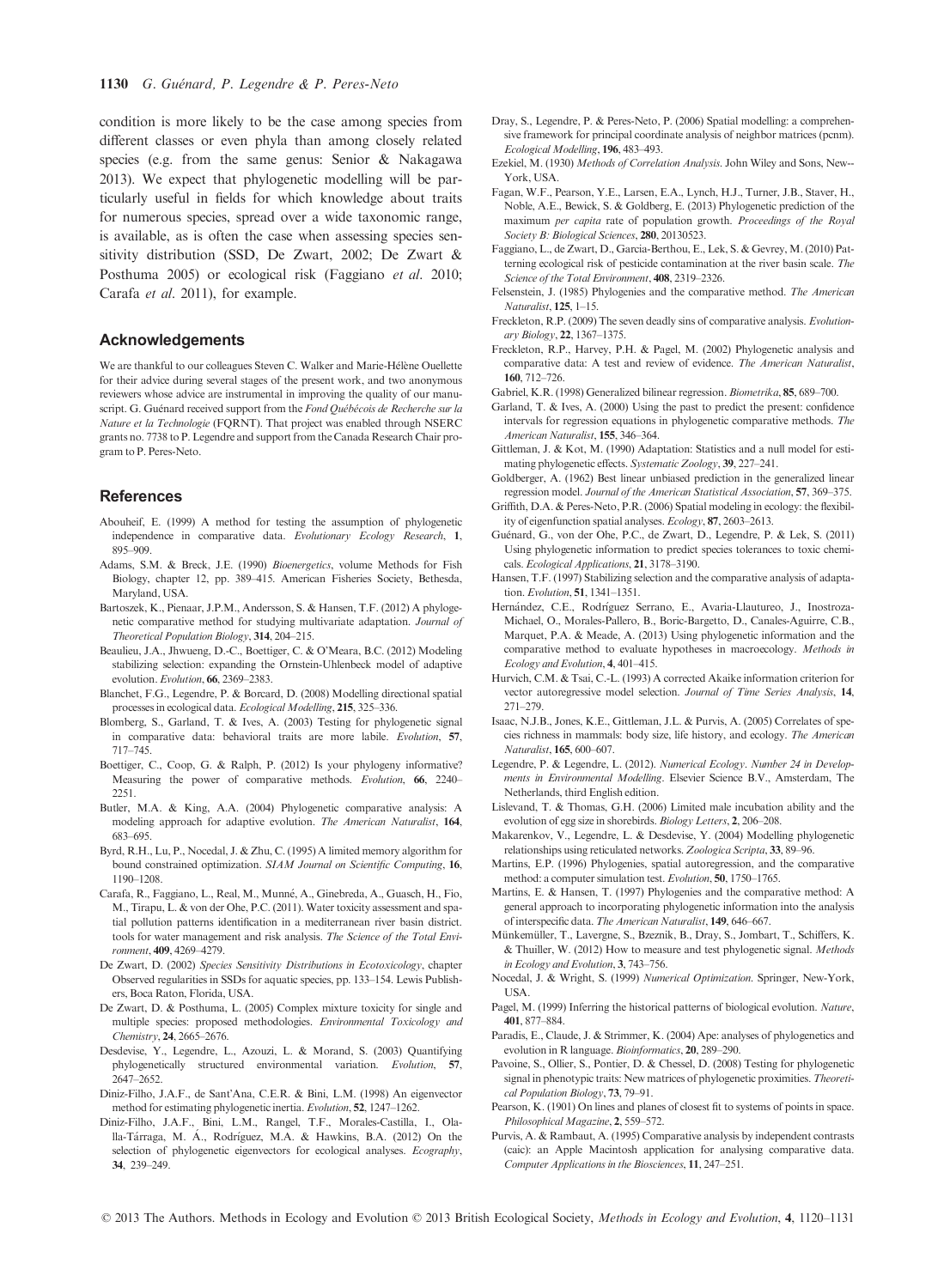condition is more likely to be the case among species from different classes or even phyla than among closely related species (e.g. from the same genus: Senior & Nakagawa 2013). We expect that phylogenetic modelling will be particularly useful in fields for which knowledge about traits for numerous species, spread over a wide taxonomic range, is available, as is often the case when assessing species sensitivity distribution (SSD, De Zwart, 2002; De Zwart & Posthuma 2005) or ecological risk (Faggiano *et al.* 2010; Carafa *et al.* 2011), for example.

## Acknowledgements

We are thankful to our colleagues Steven C. Walker and Marie-Hélène Ouellette for their advice during several stages of the present work, and two anonymous reviewers whose advice are instrumental in improving the quality of our manuscript. G. Guénard received support from the *Fond Québécois de Recherche sur la Nature et la Technologie* (FQRNT). That project was enabled through NSERC grants no. 7738 to P. Legendre and support from the Canada Research Chair program to P. Peres-Neto.

## References

Abouheif, E. (1999) A method for testing the assumption of phylogenetic independence in comparative data. *Evolutionary Ecology Research*, **1**, 895–909.

Adams, S.M. & Breck, J.E. (1990) *Bioenergetics*, volume Methods for Fish Biology, chapter 12, pp. 389–415. American Fisheries Society, Bethesda, Maryland, USA.

Bartoszek, K., Pienaar, J.P.M., Andersson, S. & Hansen, T.F. (2012) A phylogenetic comparative method for studying multivariate adaptation. *Journal of Theoretical Population Biology*, **314**, 204–215.

Beaulieu, J.A., Jhwueng, D.-C., Boettiger, C. & O'Meara, B.C. (2012) Modeling stabilizing selection: expanding the Ornstein-Uhlenbeck model of adaptive evolution. *Evolution*, **66**, 2369–2383.

Blanchet, F.G., Legendre, P. & Borcard, D. (2008) Modelling directional spatial processes in ecological data. *Ecological Modelling*, **215**, 325–336.

Blomberg, S., Garland, T. & Ives, A. (2003) Testing for phylogenetic signal in comparative data: behavioral traits are more labile. *Evolution*, **57**, 717–745.

Boettiger, C., Coop, G. & Ralph, P. (2012) Is your phylogeny informative? Measuring the power of comparative methods. *Evolution*, **66**, 2240–2251.

Butler, M.A. & King, A.A. (2004) Phylogenetic comparative analysis: A modeling approach for adaptive evolution. *The American Naturalist*, **164**, 683–695.

Byrd, R.H., Lu, P., Nocedal, J. & Zhu, C. (1995) A limited memory algorithm for bound constrained optimization. *SIAM Journal on Scientific Computing*, **16**, 1190–1208.

Carafa, R., Faggiano, L., Real, M., Munné, A., Ginebreda, A., Guasch, H., Fio, M., Tirapu, L. & von der Ohe, P.C. (2011). Water toxicity assessment and spatial pollution patterns identification in a mediterranean river basin district. tools for water management and risk analysis. *The Science of the Total Environment*, **409**, 4269–4279.

De Zwart, D. (2002) *Species Sensitivity Distributions in Ecotoxicology*, chapter Observed regularities in SSDs for aquatic species, pp. 133–154. Lewis Publishers, Boca Raton, Florida, USA.

De Zwart, D. & Posthuma, L. (2005) Complex mixture toxicity for single and multiple species: proposed methodologies. *Environmental Toxicology and Chemistry*, **24**, 2665–2676.

Desdevise, Y., Legendre, L., Azouzi, L. & Morand, S. (2003) Quantifying phylogenetically structured environmental variation. *Evolution*, **57**, 2647–2652.

Diniz-Filho, J.A.F., de Sant'Ana, C.E.R. & Bini, L.M. (1998) An eigenvector method for estimating phylogenetic inertia. *Evolution*, **52**, 1247–1262.

Diniz-Filho, J.A.F., Bini, L.M., Rangel, T.F., Morales-Castilla, I., Olalla-Tárraga, M. Á., Rodríguez, M.A. & Hawkins, B.A. (2012) On the selection of phylogenetic eigenvectors for ecological analyses. *Ecography*, **34**, 239–249.

Dray, S., Legendre, P. & Peres-Neto, P. (2006) Spatial modelling: a comprehensive framework for principal coordinate analysis of neighbor matrices (pcnm). *Ecological Modelling*, **196**, 483–493.

Ezekiel, M. (1930) *Methods of Correlation Analysis*. John Wiley and Sons, New-York, USA.

Fagan, W.F., Pearson, Y.E., Larsen, E.A., Lynch, H.J., Turner, J.B., Staver, H., Noble, A.E., Bewick, S. & Goldberg, E. (2013) Phylogenetic prediction of the maximum *per capita* rate of population growth. *Proceedings of the Royal Society B: Biological Sciences*, **280**, 20130523.

Faggiano, L., de Zwart, D., Garcia-Berthou, E., Lek, S. & Gevrey, M. (2010) Patterning ecological risk of pesticide contamination at the river basin scale. *The Science of the Total Environment*, **408**, 2319–2326.

Felsenstein, J. (1985) Phylogenies and the comparative method. *The American Naturalist*, **125**, 1–15.

Freckleton, R.P. (2009) The seven deadly sins of comparative analysis. *Evolutionary Biology*, **22**, 1367–1375.

Freckleton, R.P., Harvey, P.H. & Pagel, M. (2002) Phylogenetic analysis and comparative data: A test and review of evidence. *The American Naturalist*, **160**, 712–726.

Gabriel, K.R. (1998) Generalized bilinear regression. *Biometrika*, **85**, 689–700.

Garland, T. & Ives, A. (2000) Using the past to predict the present: confidence intervals for regression equations in phylogenetic comparative methods. *The American Naturalist*, **155**, 346–364.

Gittleman, J. & Kot, M. (1990) Adaptation: Statistics and a null model for estimating phylogenetic effects. *Systematic Zoology*, **39**, 227–241.

Goldberger, A. (1962) Best linear unbiased prediction in the generalized linear regression model. *Journal of the American Statistical Association*, **57**, 369–375.

Griffith, D.A. & Peres-Neto, P.R. (2006) Spatial modeling in ecology: the flexibility of eigenfunction spatial analyses. *Ecology*, **87**, 2603–2613.

Guénard, G., von der Ohe, P.C., de Zwart, D., Legendre, P. & Lek, S. (2011) Using phylogenetic information to predict species tolerances to toxic chemicals. *Ecological Applications*, **21**, 3178–3190.

Hansen, T.F. (1997) Stabilizing selection and the comparative analysis of adaptation. *Evolution*, **51**, 1341–1351.

Hernández, C.E., Rodríguez Serrano, E., Avaria-Llautureo, J., Inostroza-Michael, O., Morales-Pallero, B., Boric-Bargetto, D., Canales-Aguirre, C.B., Marquet, P.A. & Meade, A. (2013) Using phylogenetic information and the comparative method to evaluate hypotheses in macroecology. *Methods in Ecology and Evolution*, **4**, 401–415.

Hurvich, C.M. & Tsai, C.-L. (1993) A corrected Akaike information criterion for vector autoregressive model selection. *Journal of Time Series Analysis*, **14**, 271–279.

Isaac, N.J.B., Jones, K.E., Gittleman, J.L. & Purvis, A. (2005) Correlates of species richness in mammals: body size, life history, and ecology. *The American Naturalist*, **165**, 600–607.

Legendre, P. & Legendre, L. (2012). *Numerical Ecology*. *Number 24 in Developments in Environmental Modelling*. Elsevier Science B.V., Amsterdam, The Netherlands, third English edition.

Lislevand, T. & Thomas, G.H. (2006) Limited male incubation ability and the evolution of egg size in shorebirds. *Biology Letters*, **2**, 206–208.

Makarenkov, V., Legendre, L. & Desdevise, Y. (2004) Modelling phylogenetic relationships using reticulated networks. *Zoologica Scripta*, **33**, 89–96.

Martins, E.P. (1996) Phylogenies, spatial autoregression, and the comparative method: a computer simulation test. *Evolution*, **50**, 1750–1765.

Martins, E. & Hansen, T. (1997) Phylogenies and the comparative method: A general approach to incorporating phylogenetic information into the analysis of interspecific data. *The American Naturalist*, **149**, 646–667.

Münkemüller, T., Lavergne, S., Bzeznik, B., Dray, S., Jombart, T., Schiffers, K. & Thuiller, W. (2012) How to measure and test phylogenetic signal. *Methods in Ecology and Evolution*, **3**, 743–756.

Nocedal, J. & Wright, S. (1999) *Numerical Optimization*. Springer, New-York, USA.

Pagel, M. (1999) Inferring the historical patterns of biological evolution. *Nature*, **401**, 877–884.

Paradis, E., Claude, J. & Strimmer, K. (2004) Ape: analyses of phylogenetics and evolution in R language. *Bioinformatics*, **20**, 289–290.

Pavoine, S., Ollier, S., Pontier, D. & Chessel, D. (2008) Testing for phylogenetic signal in phenotypic traits: New matrices of phylogenetic proximities. *Theoretical Population Biology*, **73**, 79–91.

Pearson, K. (1901) On lines and planes of closest fit to systems of points in space. *Philosophical Magazine*, **2**, 559–572.

Purvis, A. & Rambaut, A. (1995) Comparative analysis by independent contrasts (caic): an Apple Macintosh application for analysing comparative data. *Computer Applications in the Biosciences*, **11**, 247–251.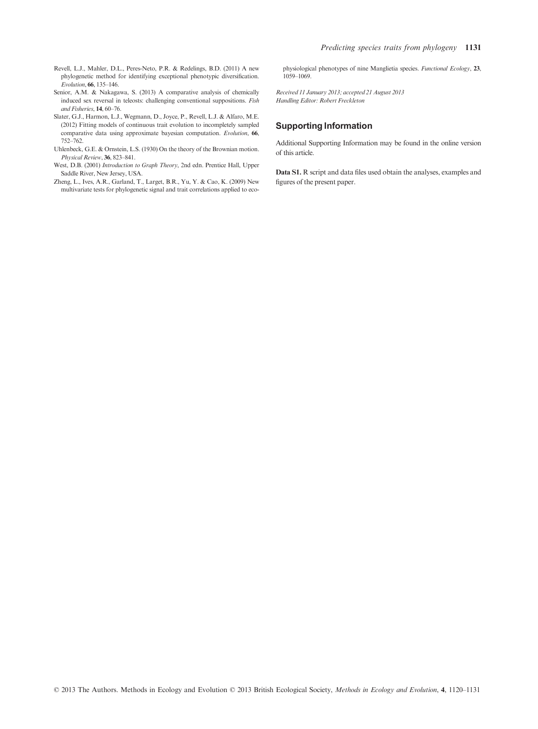Revell, L.J., Mahler, D.L., Peres-Neto, P.R. & Redelings, B.D. (2011) A new phylogenetic method for identifying exceptional phenotypic diversification. *Evolution*, **66**, 135–146.

Senior, A.M. & Nakagawa, S. (2013) A comparative analysis of chemically induced sex reversal in teleosts: challenging conventional suppositions. *Fish and Fisheries*, **14**, 60–76.

Slater, G.J., Harmon, L.J., Wegmann, D., Joyce, P., Revell, L.J. & Alfaro, M.E. (2012) Fitting models of continuous trait evolution to incompletely sampled comparative data using approximate bayesian computation. *Evolution*, **66**, 752–762.

Uhlenbeck, G.E. & Ornstein, L.S. (1930) On the theory of the Brownian motion. *Physical Review*, **36**, 823–841.

West, D.B. (2001) *Introduction to Graph Theory*, 2nd edn. Prentice Hall, Upper Saddle River, New Jersey, USA.

Zheng, L., Ives, A.R., Garland, T., Larget, B.R., Yu, Y. & Cao, K. (2009) New multivariate tests for phylogenetic signal and trait correlations applied to eco-physiological phenotypes of nine Manglietia species. *Functional Ecology*, **23**, 1059–1069.

*Received 11 January 2013; accepted 21 August 2013*
*Handling Editor: Robert Freckleton*

## Supporting Information

Additional Supporting Information may be found in the online version of this article.

**Data S1.** R script and data files used obtain the analyses, examples and figures of the present paper.